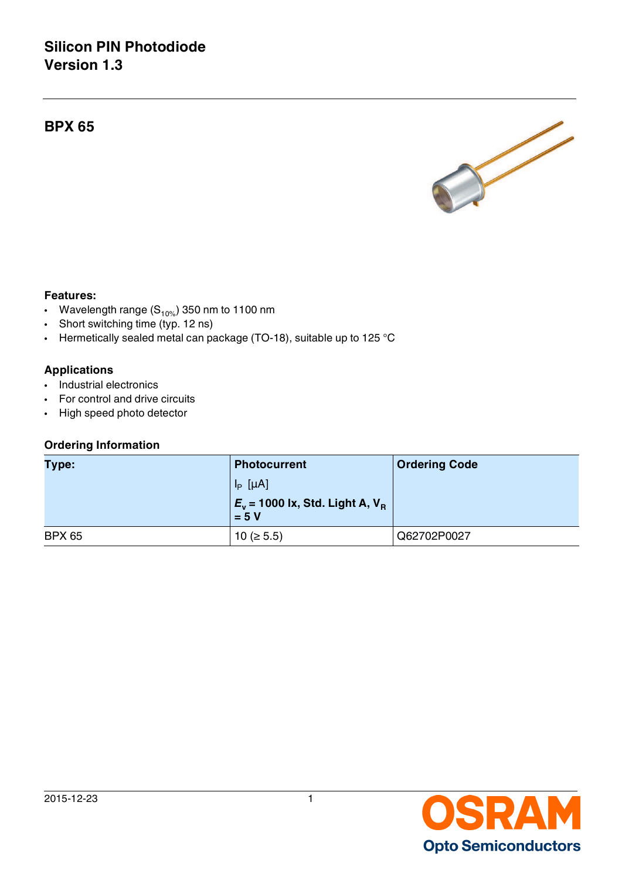# Silicon PIN Photodiode
# Version 1.3

## BPX 65

### Features:

- Wavelength range ($S_{10\%}$) 350 nm to 1100 nm
- Short switching time (typ. 12 ns)
- Hermetically sealed metal can package (TO-18), suitable up to 125 °C

### Applications

- Industrial electronics
- For control and drive circuits
- High speed photo detector

### Ordering Information

| Type: | Photocurrent $I_P$ [µA] $E_v$ = 1000 lx, Std. Light A, $V_R$ = 5 V | Ordering Code |
|---|---|---|
| BPX 65 | 10 (≥ 5.5) | Q62702P0027 |

2015-12-23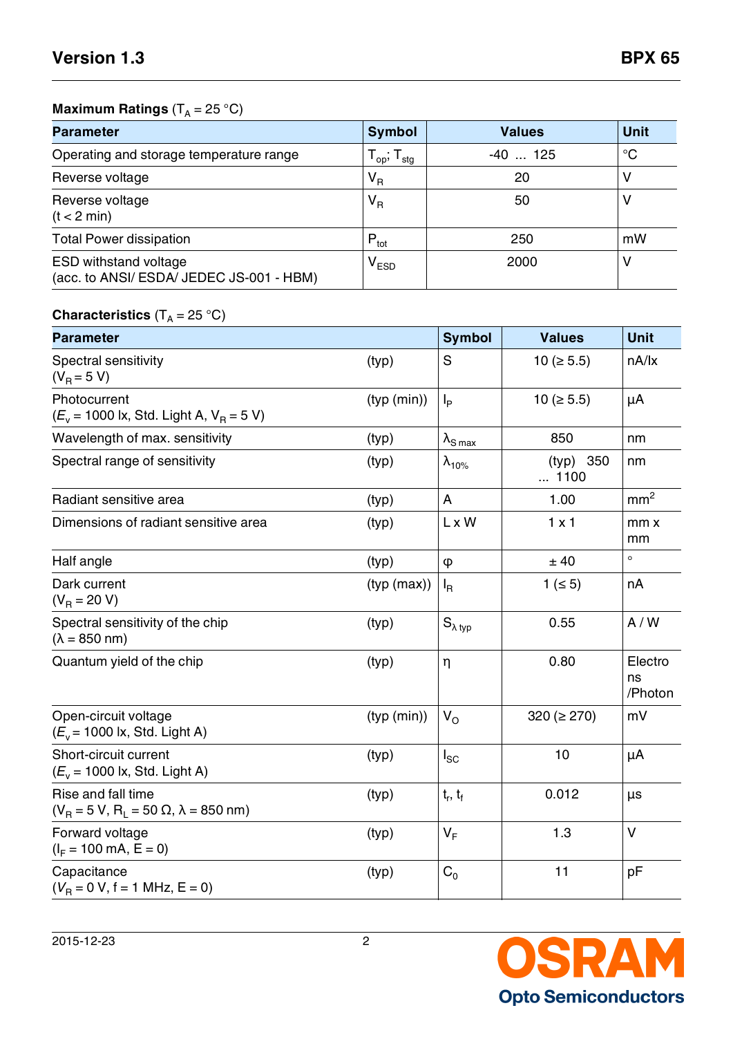## Maximum Ratings ($T_A$ = 25 °C)

| Parameter | Symbol | Values | Unit |
|---|---|---|---|
| Operating and storage temperature range | $T_{op}$; $T_{stg}$ | -40 ... 125 | °C |
| Reverse voltage | $V_R$ | 20 | V |
| Reverse voltage (t < 2 min) | $V_R$ | 50 | V |
| Total Power dissipation | $P_{tot}$ | 250 | mW |
| ESD withstand voltage (acc. to ANSI/ ESDA/ JEDEC JS-001 - HBM) | $V_{ESD}$ | 2000 | V |

## Characteristics ($T_A$ = 25 °C)

| Parameter | | Symbol | Values | Unit |
|---|---|---|---|---|
| Spectral sensitivity ($V_R$ = 5 V) | (typ) | S | 10 (≥ 5.5) | nA/lx |
| Photocurrent ($E_v$ = 1000 lx, Std. Light A, $V_R$ = 5 V) | (typ (min)) | $I_P$ | 10 (≥ 5.5) | µA |
| Wavelength of max. sensitivity | (typ) | $\lambda_{S\,max}$ | 850 | nm |
| Spectral range of sensitivity | (typ) | $\lambda_{10\%}$ | (typ) 350 ... 1100 | nm |
| Radiant sensitive area | (typ) | A | 1.00 | $mm^2$ |
| Dimensions of radiant sensitive area | (typ) | L x W | 1 x 1 | mm x mm |
| Half angle | (typ) | φ | ± 40 | ° |
| Dark current ($V_R$ = 20 V) | (typ (max)) | $I_R$ | 1 (≤ 5) | nA |
| Spectral sensitivity of the chip (λ = 850 nm) | (typ) | $S_{\lambda\,typ}$ | 0.55 | A / W |
| Quantum yield of the chip | (typ) | η | 0.80 | Electrons /Photon |
| Open-circuit voltage ($E_v$ = 1000 lx, Std. Light A) | (typ (min)) | $V_O$ | 320 (≥ 270) | mV |
| Short-circuit current ($E_v$ = 1000 lx, Std. Light A) | (typ) | $I_{SC}$ | 10 | µA |
| Rise and fall time ($V_R$ = 5 V, $R_L$ = 50 Ω, λ = 850 nm) | (typ) | $t_r$, $t_f$ | 0.012 | µs |
| Forward voltage ($I_F$ = 100 mA, E = 0) | (typ) | $V_F$ | 1.3 | V |
| Capacitance ($V_R$ = 0 V, f = 1 MHz, E = 0) | (typ) | $C_0$ | 11 | pF |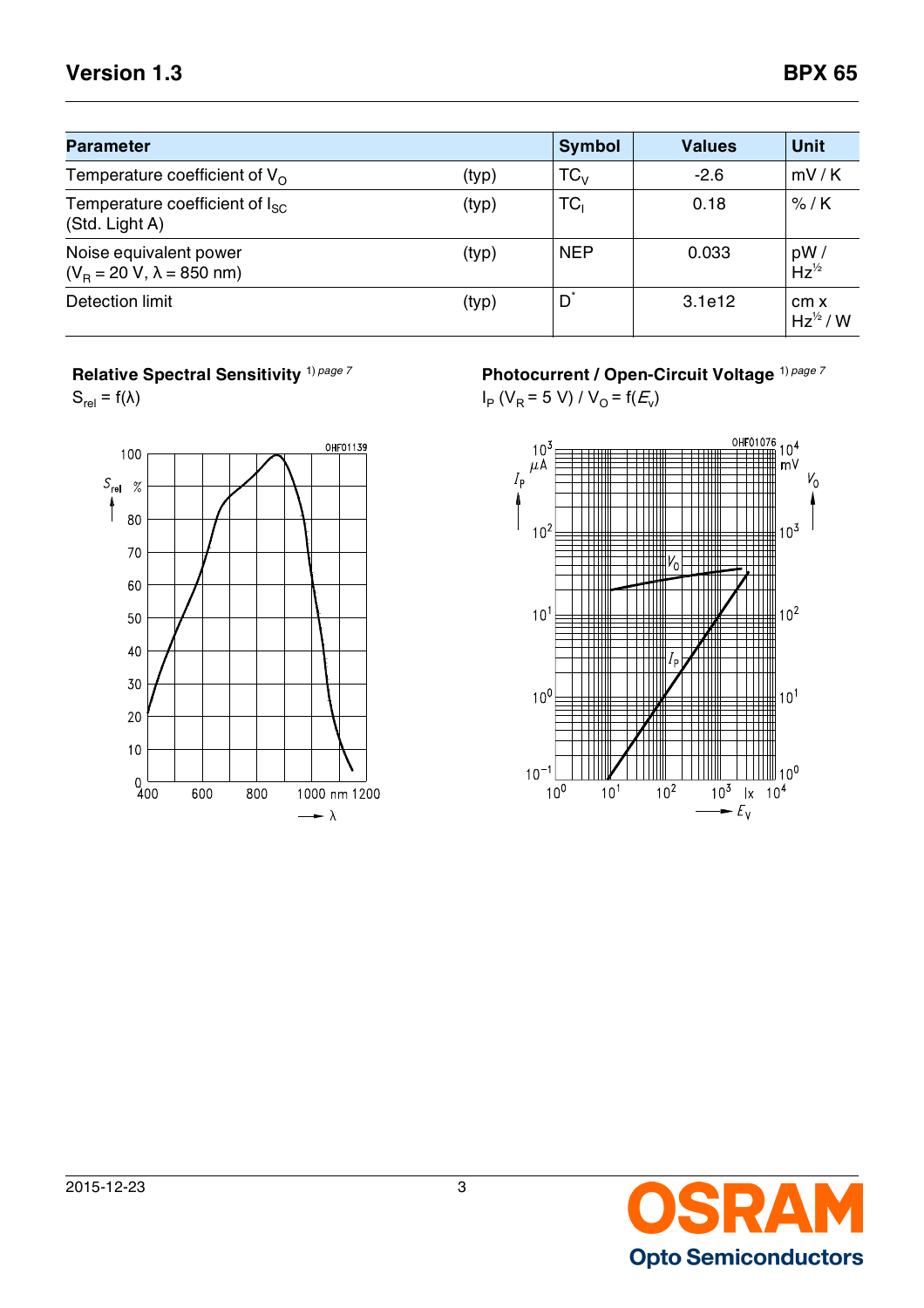| Parameter | | Symbol | Values | Unit |
|---|---|---|---|---|
| Temperature coefficient of $V_O$ | (typ) | $TC_V$ | -2.6 | mV / K |
| Temperature coefficient of $I_{SC}$ (Std. Light A) | (typ) | $TC_I$ | 0.18 | % / K |
| Noise equivalent power ($V_R$ = 20 V, $\lambda$ = 850 nm) | (typ) | NEP | 0.033 | pW / $Hz^{½}$ |
| Detection limit | (typ) | $D^*$ | 3.1e12 | cm x $Hz^{½}$ / W |

**Relative Spectral Sensitivity** [1) page 7]

$S_{rel} = f(\lambda)$

**Photocurrent / Open-Circuit Voltage** [1) page 7]

$I_P$ ($V_R$ = 5 V) / $V_O = f(E_v)$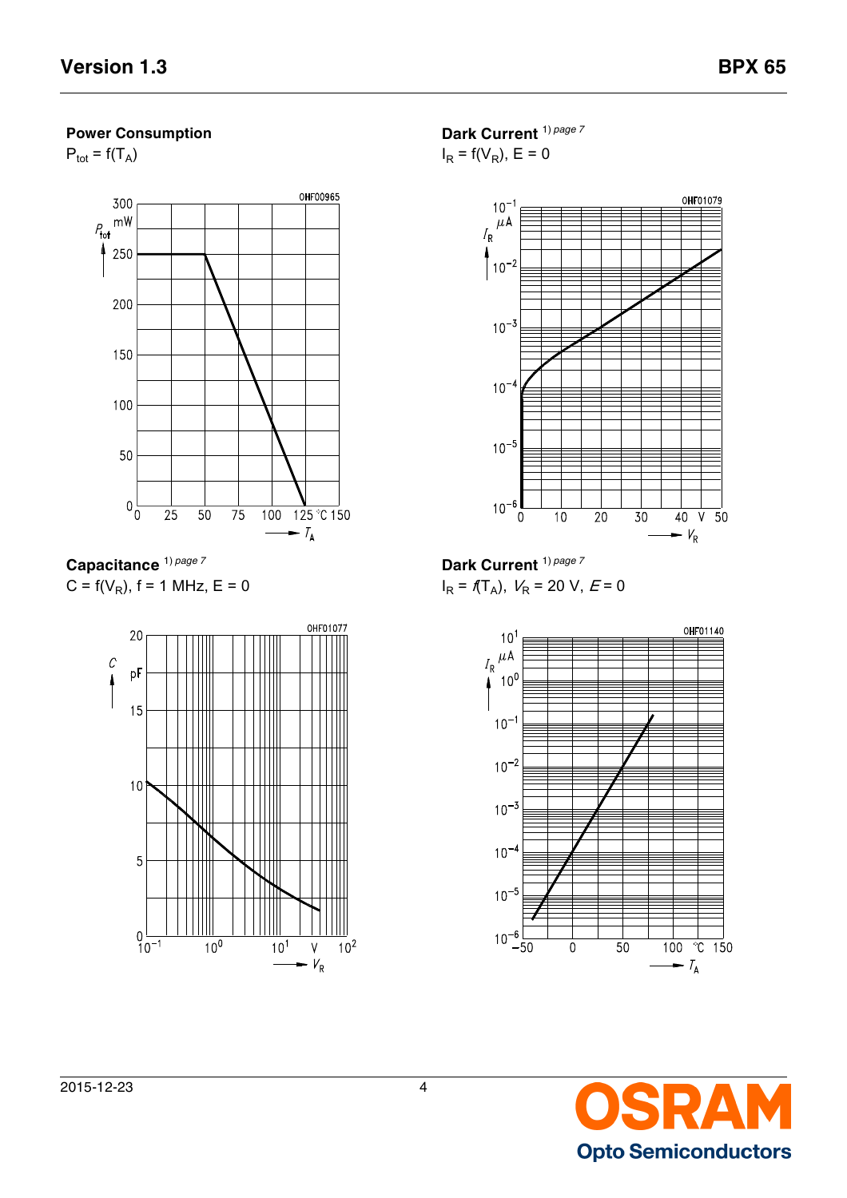**Power Consumption**

$P_{tot} = f(T_A)$

**Dark Current** [1] *page 7*

$I_R = f(V_R)$, $E = 0$

**Capacitance** [1] *page 7*

$C = f(V_R)$, $f = 1$ MHz, $E = 0$

**Dark Current** [1] *page 7*

$I_R = f(T_A)$, $V_R = 20$ V, $E = 0$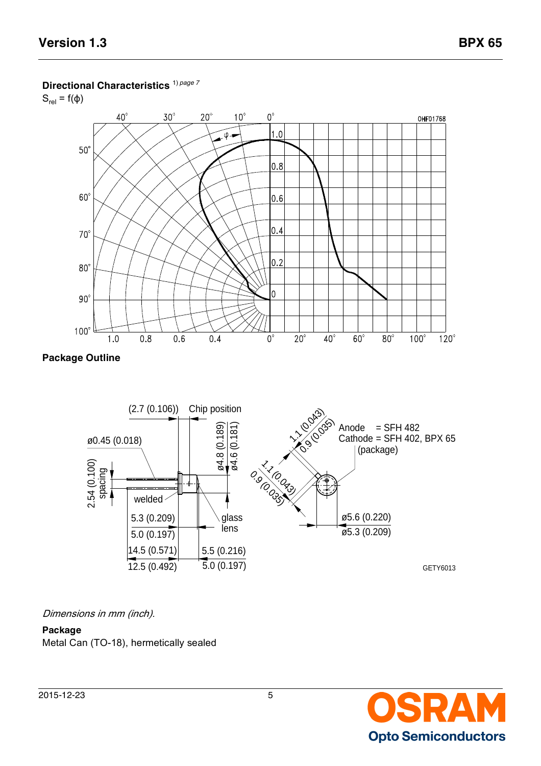## Directional Characteristics [1) page 7]

$S_{rel} = f(\varphi)$

## Package Outline

*Dimensions in mm (inch).*

**Package**

Metal Can (TO-18), hermetically sealed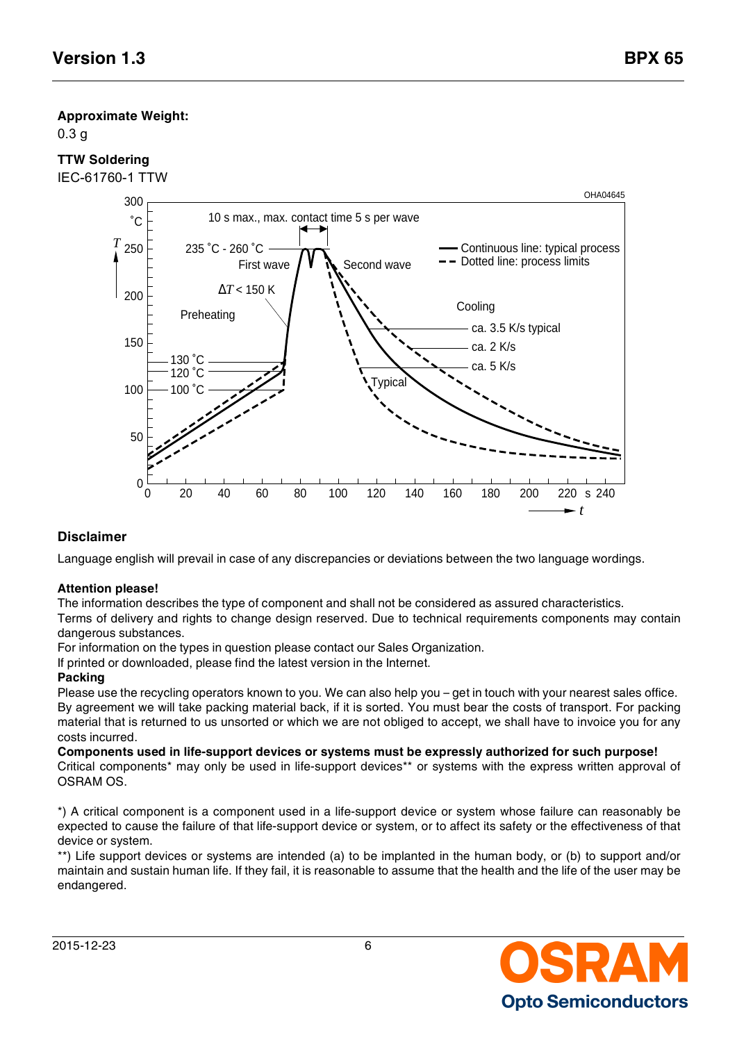**Approximate Weight:**

0.3 g

**TTW Soldering**

IEC-61760-1 TTW

OHA04645

## Disclaimer

Language english will prevail in case of any discrepancies or deviations between the two language wordings.

**Attention please!**

The information describes the type of component and shall not be considered as assured characteristics.

Terms of delivery and rights to change design reserved. Due to technical requirements components may contain dangerous substances.

For information on the types in question please contact our Sales Organization.

If printed or downloaded, please find the latest version in the Internet.

**Packing**

Please use the recycling operators known to you. We can also help you – get in touch with your nearest sales office. By agreement we will take packing material back, if it is sorted. You must bear the costs of transport. For packing material that is returned to us unsorted or which we are not obliged to accept, we shall have to invoice you for any costs incurred.

**Components used in life-support devices or systems must be expressly authorized for such purpose!**

Critical components* may only be used in life-support devices** or systems with the express written approval of OSRAM OS.

*) A critical component is a component used in a life-support device or system whose failure can reasonably be expected to cause the failure of that life-support device or system, or to affect its safety or the effectiveness of that device or system.

**) Life support devices or systems are intended (a) to be implanted in the human body, or (b) to support and/or maintain and sustain human life. If they fail, it is reasonable to assume that the health and the life of the user may be endangered.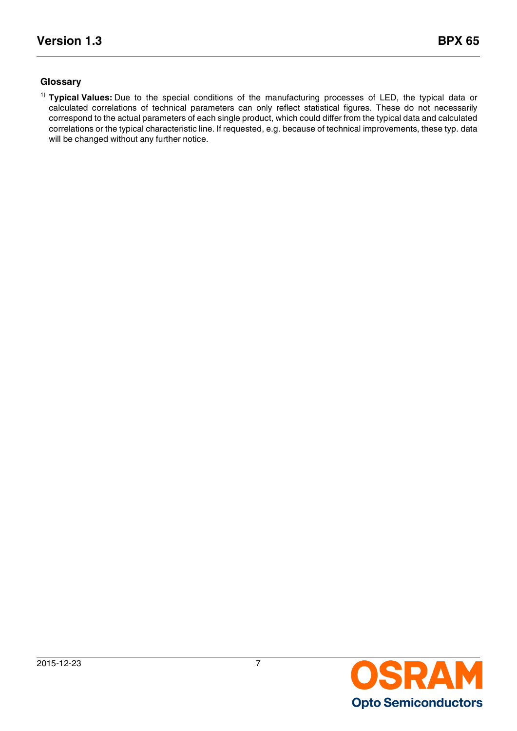## Glossary

[1] **Typical Values:** Due to the special conditions of the manufacturing processes of LED, the typical data or calculated correlations of technical parameters can only reflect statistical figures. These do not necessarily correspond to the actual parameters of each single product, which could differ from the typical data and calculated correlations or the typical characteristic line. If requested, e.g. because of technical improvements, these typ. data will be changed without any further notice.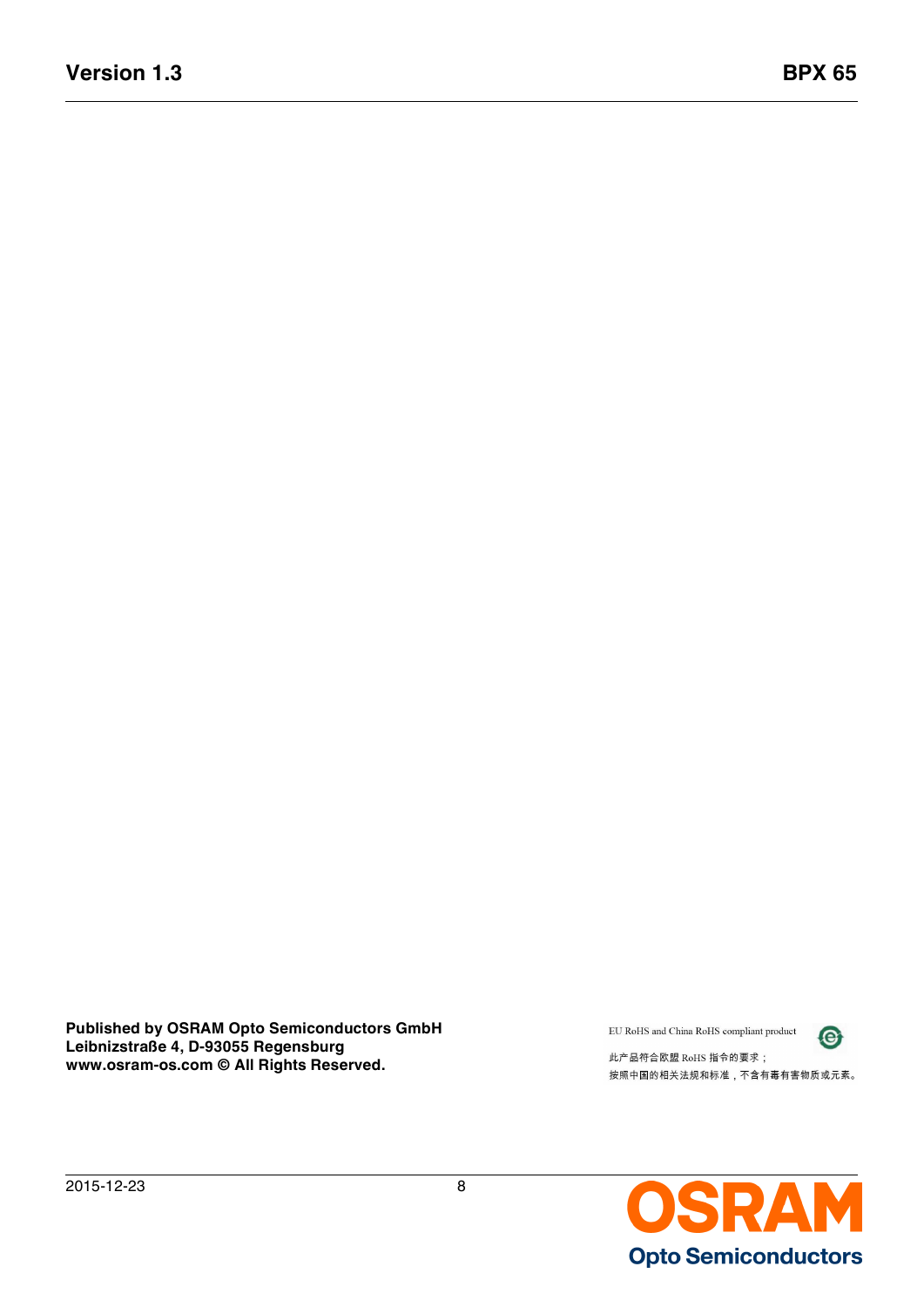**Published by OSRAM Opto Semiconductors GmbH**
**Leibnizstraße 4, D-93055 Regensburg**
**www.osram-os.com © All Rights Reserved.**

EU RoHS and China RoHS compliant product

此产品符合欧盟 RoHS 指令的要求；

按照中国的相关法规和标准，不含有毒有害物质或元素。